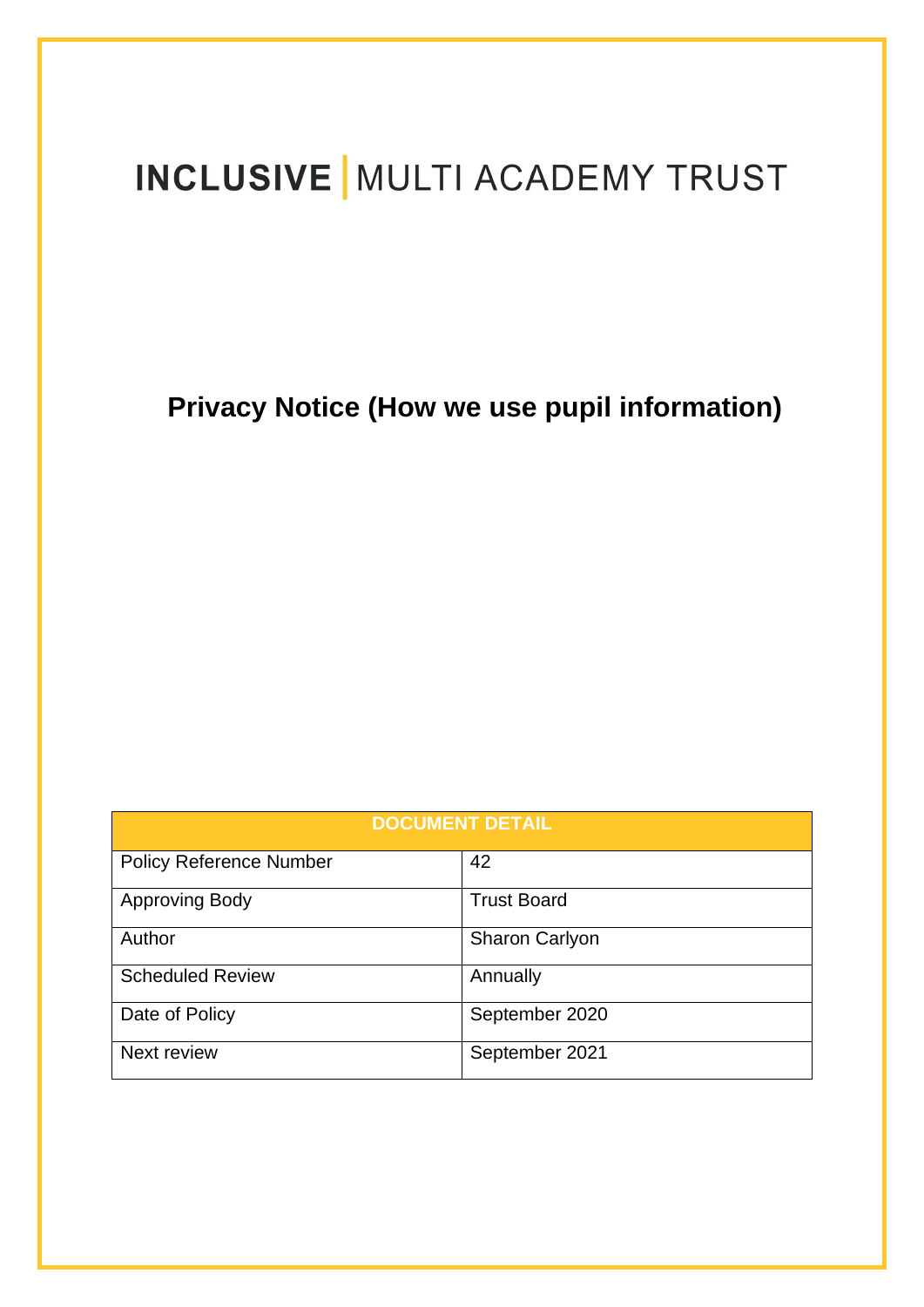# INCLUSIVE | MULTI ACADEMY TRUST

## Privacy Notice (How we use pupil information)

| DOCUMENT DETAIL | |
|---|---|
| Policy Reference Number | 42 |
| Approving Body | Trust Board |
| Author | Sharon Carlyon |
| Scheduled Review | Annually |
| Date of Policy | September 2020 |
| Next review | September 2021 |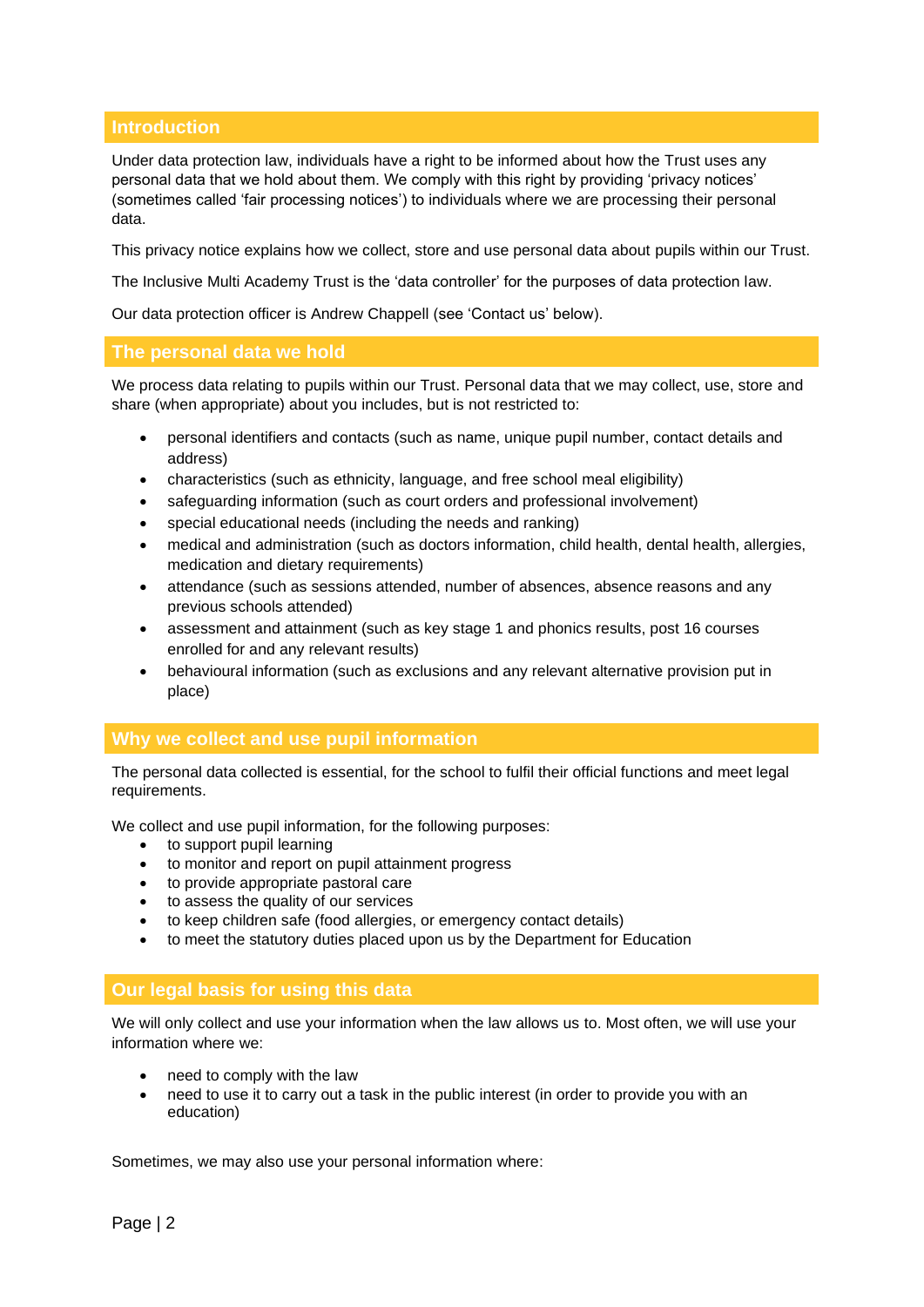## Introduction

Under data protection law, individuals have a right to be informed about how the Trust uses any personal data that we hold about them. We comply with this right by providing 'privacy notices' (sometimes called 'fair processing notices') to individuals where we are processing their personal data.

This privacy notice explains how we collect, store and use personal data about pupils within our Trust.

The Inclusive Multi Academy Trust is the 'data controller' for the purposes of data protection law.

Our data protection officer is Andrew Chappell (see 'Contact us' below).

## The personal data we hold

We process data relating to pupils within our Trust. Personal data that we may collect, use, store and share (when appropriate) about you includes, but is not restricted to:

- personal identifiers and contacts (such as name, unique pupil number, contact details and address)
- characteristics (such as ethnicity, language, and free school meal eligibility)
- safeguarding information (such as court orders and professional involvement)
- special educational needs (including the needs and ranking)
- medical and administration (such as doctors information, child health, dental health, allergies, medication and dietary requirements)
- attendance (such as sessions attended, number of absences, absence reasons and any previous schools attended)
- assessment and attainment (such as key stage 1 and phonics results, post 16 courses enrolled for and any relevant results)
- behavioural information (such as exclusions and any relevant alternative provision put in place)

## Why we collect and use pupil information

The personal data collected is essential, for the school to fulfil their official functions and meet legal requirements.

We collect and use pupil information, for the following purposes:

- to support pupil learning
- to monitor and report on pupil attainment progress
- to provide appropriate pastoral care
- to assess the quality of our services
- to keep children safe (food allergies, or emergency contact details)
- to meet the statutory duties placed upon us by the Department for Education

## Our legal basis for using this data

We will only collect and use your information when the law allows us to. Most often, we will use your information where we:

- need to comply with the law
- need to use it to carry out a task in the public interest (in order to provide you with an education)

Sometimes, we may also use your personal information where: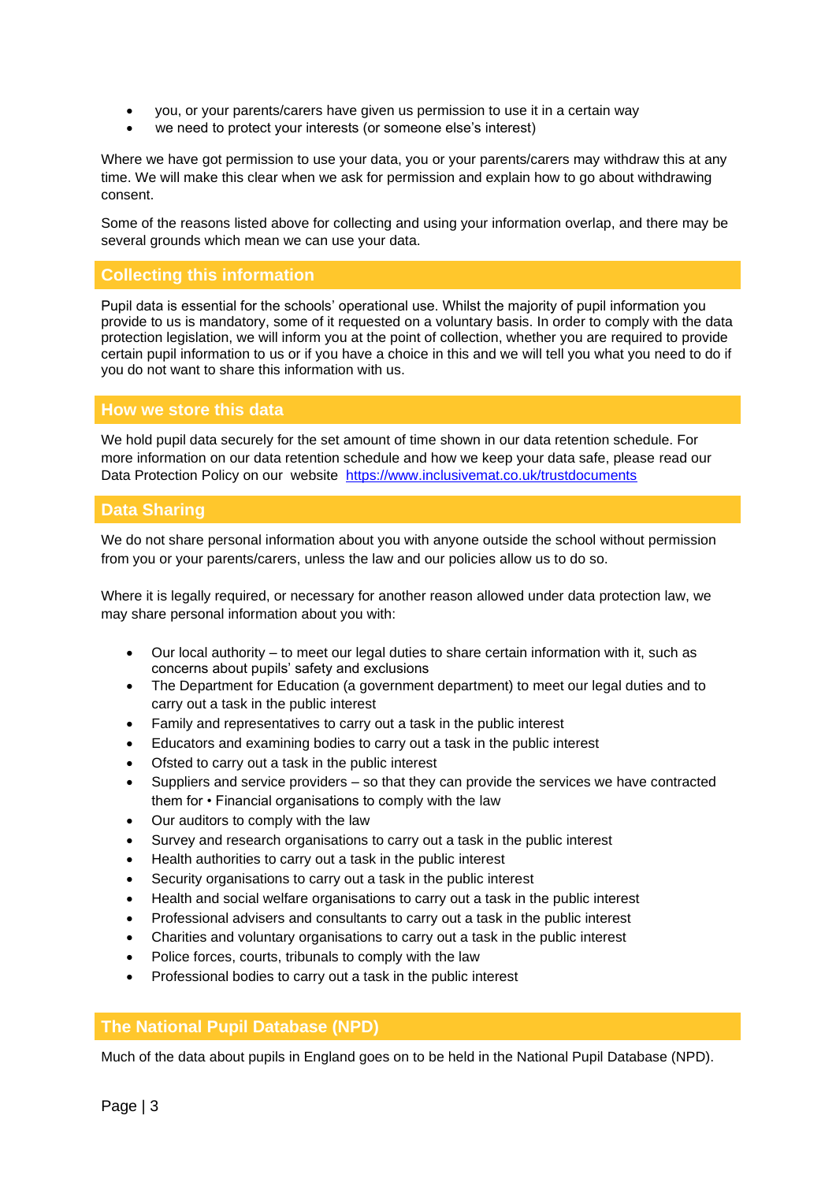- you, or your parents/carers have given us permission to use it in a certain way
- we need to protect your interests (or someone else's interest)

Where we have got permission to use your data, you or your parents/carers may withdraw this at any time. We will make this clear when we ask for permission and explain how to go about withdrawing consent.

Some of the reasons listed above for collecting and using your information overlap, and there may be several grounds which mean we can use your data.

## Collecting this information

Pupil data is essential for the schools' operational use. Whilst the majority of pupil information you provide to us is mandatory, some of it requested on a voluntary basis. In order to comply with the data protection legislation, we will inform you at the point of collection, whether you are required to provide certain pupil information to us or if you have a choice in this and we will tell you what you need to do if you do not want to share this information with us.

## How we store this data

We hold pupil data securely for the set amount of time shown in our data retention schedule. For more information on our data retention schedule and how we keep your data safe, please read our Data Protection Policy on our website [https://www.inclusivemat.co.uk/trustdocuments](https://www.inclusivemat.co.uk/trustdocuments)

## Data Sharing

We do not share personal information about you with anyone outside the school without permission from you or your parents/carers, unless the law and our policies allow us to do so.

Where it is legally required, or necessary for another reason allowed under data protection law, we may share personal information about you with:

- Our local authority – to meet our legal duties to share certain information with it, such as concerns about pupils' safety and exclusions
- The Department for Education (a government department) to meet our legal duties and to carry out a task in the public interest
- Family and representatives to carry out a task in the public interest
- Educators and examining bodies to carry out a task in the public interest
- Ofsted to carry out a task in the public interest
- Suppliers and service providers – so that they can provide the services we have contracted them for • Financial organisations to comply with the law
- Our auditors to comply with the law
- Survey and research organisations to carry out a task in the public interest
- Health authorities to carry out a task in the public interest
- Security organisations to carry out a task in the public interest
- Health and social welfare organisations to carry out a task in the public interest
- Professional advisers and consultants to carry out a task in the public interest
- Charities and voluntary organisations to carry out a task in the public interest
- Police forces, courts, tribunals to comply with the law
- Professional bodies to carry out a task in the public interest

## The National Pupil Database (NPD)

Much of the data about pupils in England goes on to be held in the National Pupil Database (NPD).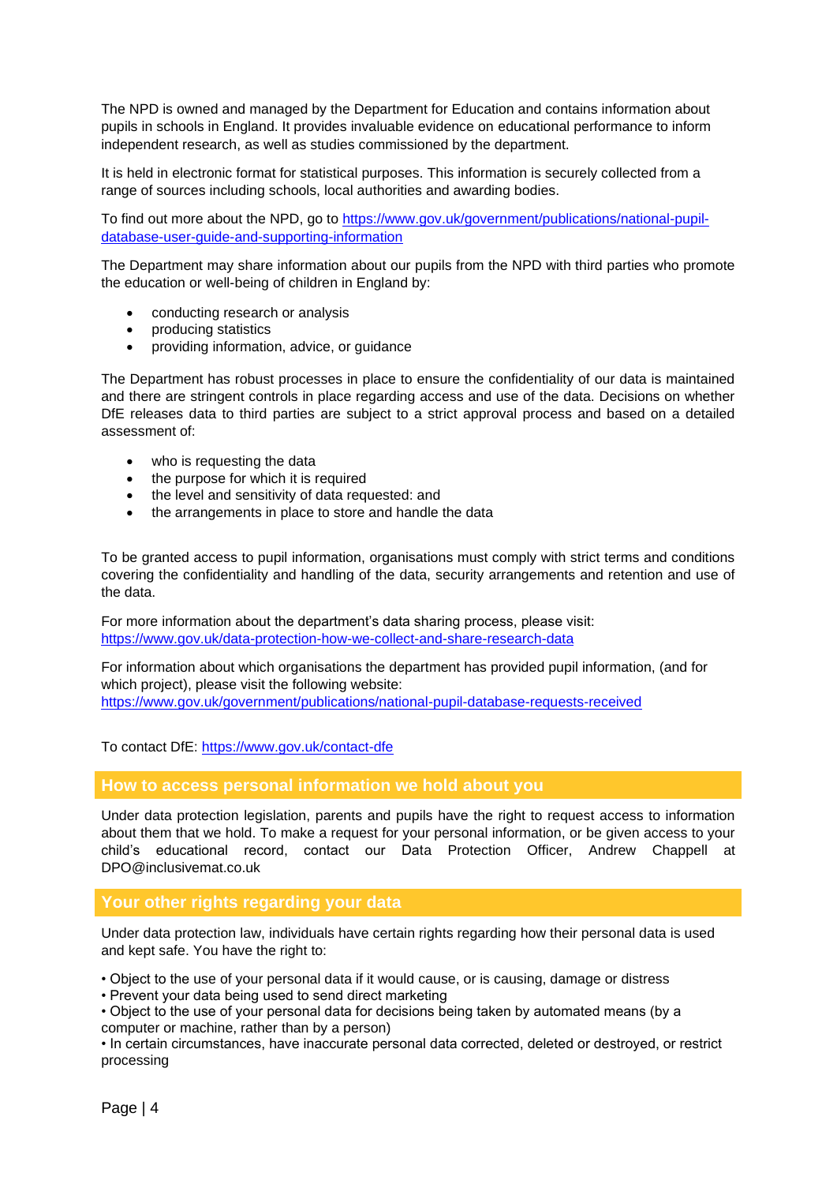The NPD is owned and managed by the Department for Education and contains information about pupils in schools in England. It provides invaluable evidence on educational performance to inform independent research, as well as studies commissioned by the department.

It is held in electronic format for statistical purposes. This information is securely collected from a range of sources including schools, local authorities and awarding bodies.

To find out more about the NPD, go to https://www.gov.uk/government/publications/national-pupil-database-user-guide-and-supporting-information

The Department may share information about our pupils from the NPD with third parties who promote the education or well-being of children in England by:

- conducting research or analysis
- producing statistics
- providing information, advice, or guidance

The Department has robust processes in place to ensure the confidentiality of our data is maintained and there are stringent controls in place regarding access and use of the data. Decisions on whether DfE releases data to third parties are subject to a strict approval process and based on a detailed assessment of:

- who is requesting the data
- the purpose for which it is required
- the level and sensitivity of data requested: and
- the arrangements in place to store and handle the data

To be granted access to pupil information, organisations must comply with strict terms and conditions covering the confidentiality and handling of the data, security arrangements and retention and use of the data.

For more information about the department's data sharing process, please visit: https://www.gov.uk/data-protection-how-we-collect-and-share-research-data

For information about which organisations the department has provided pupil information, (and for which project), please visit the following website: https://www.gov.uk/government/publications/national-pupil-database-requests-received

To contact DfE: https://www.gov.uk/contact-dfe

## How to access personal information we hold about you

Under data protection legislation, parents and pupils have the right to request access to information about them that we hold. To make a request for your personal information, or be given access to your child's educational record, contact our Data Protection Officer, Andrew Chappell at DPO@inclusivemat.co.uk

## Your other rights regarding your data

Under data protection law, individuals have certain rights regarding how their personal data is used and kept safe. You have the right to:

- Object to the use of your personal data if it would cause, or is causing, damage or distress
- Prevent your data being used to send direct marketing
- Object to the use of your personal data for decisions being taken by automated means (by a computer or machine, rather than by a person)
- In certain circumstances, have inaccurate personal data corrected, deleted or destroyed, or restrict processing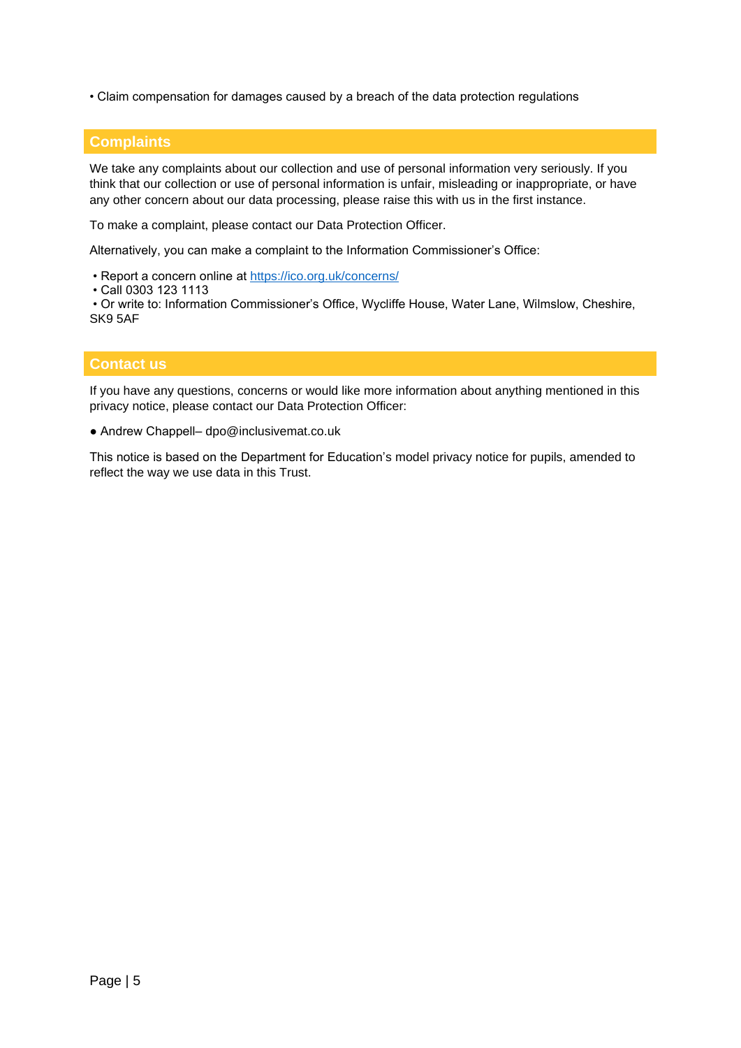- Claim compensation for damages caused by a breach of the data protection regulations

## Complaints

We take any complaints about our collection and use of personal information very seriously. If you think that our collection or use of personal information is unfair, misleading or inappropriate, or have any other concern about our data processing, please raise this with us in the first instance.

To make a complaint, please contact our Data Protection Officer.

Alternatively, you can make a complaint to the Information Commissioner's Office:

- Report a concern online at https://ico.org.uk/concerns/
- Call 0303 123 1113
- Or write to: Information Commissioner's Office, Wycliffe House, Water Lane, Wilmslow, Cheshire, SK9 5AF

## Contact us

If you have any questions, concerns or would like more information about anything mentioned in this privacy notice, please contact our Data Protection Officer:

- Andrew Chappell– dpo@inclusivemat.co.uk

This notice is based on the Department for Education's model privacy notice for pupils, amended to reflect the way we use data in this Trust.